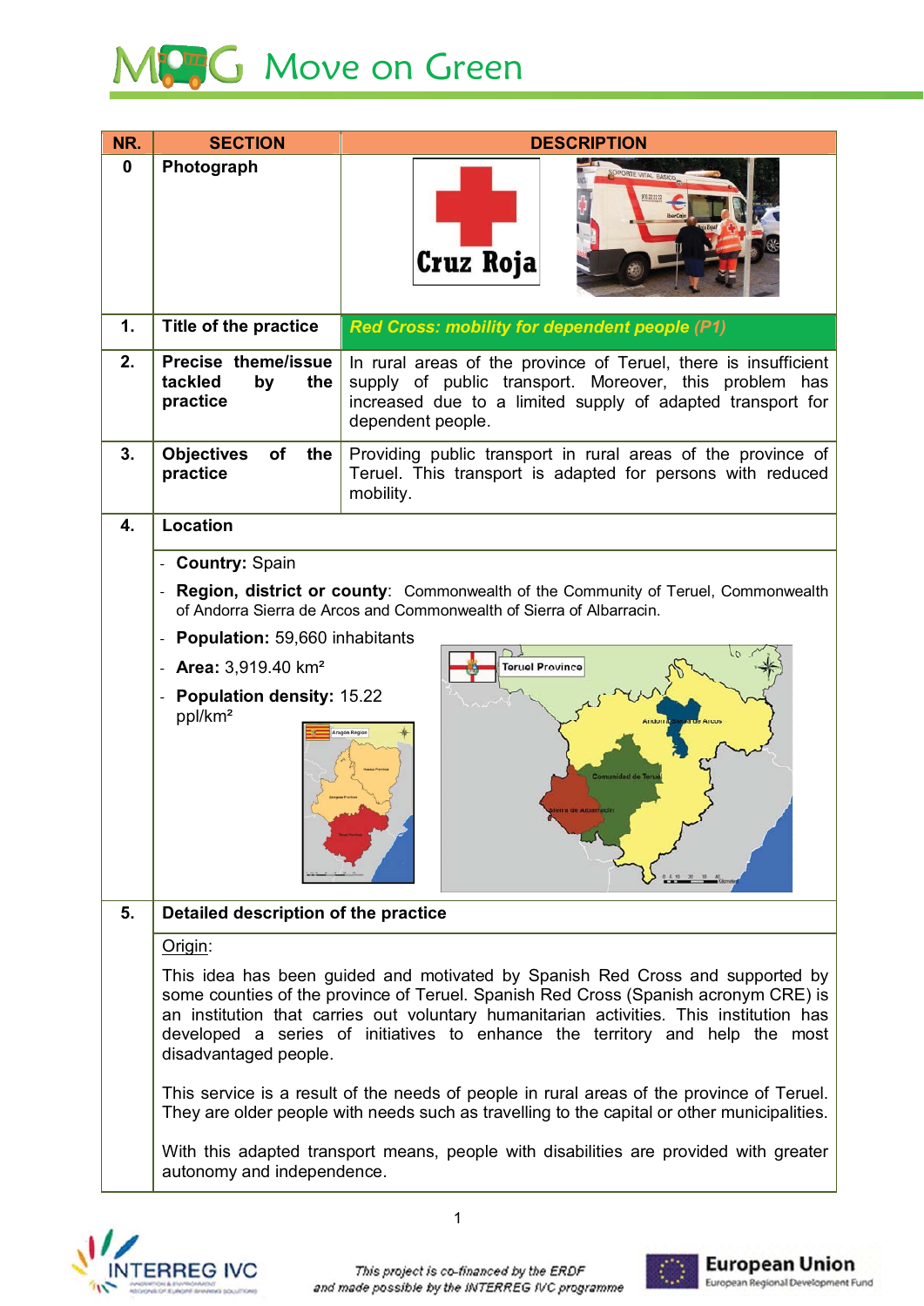# Move on Green

| NR. | SECTION | DESCRIPTION |
|---|---|---|
| 0 | Photograph | |
| 1. | Title of the practice | *Red Cross: mobility for dependent people (P1)* |
| 2. | Precise theme/issue tackled by the practice | In rural areas of the province of Teruel, there is insufficient supply of public transport. Moreover, this problem has increased due to a limited supply of adapted transport for dependent people. |
| 3. | Objectives of the practice | Providing public transport in rural areas of the province of Teruel. This transport is adapted for persons with reduced mobility. |
| 4. | Location | |

- **Country:** Spain
- **Region, district or county**: Commonwealth of the Community of Teruel, Commonwealth of Andorra Sierra de Arcos and Commonwealth of Sierra of Albarracin.
- **Population:** 59,660 inhabitants
- **Area:** 3,919.40 km²
- **Population density:** 15.22 ppl/km²

**5. Detailed description of the practice**

Origin:

This idea has been guided and motivated by Spanish Red Cross and supported by some counties of the province of Teruel. Spanish Red Cross (Spanish acronym CRE) is an institution that carries out voluntary humanitarian activities. This institution has developed a series of initiatives to enhance the territory and help the most disadvantaged people.

This service is a result of the needs of people in rural areas of the province of Teruel. They are older people with needs such as travelling to the capital or other municipalities.

With this adapted transport means, people with disabilities are provided with greater autonomy and independence.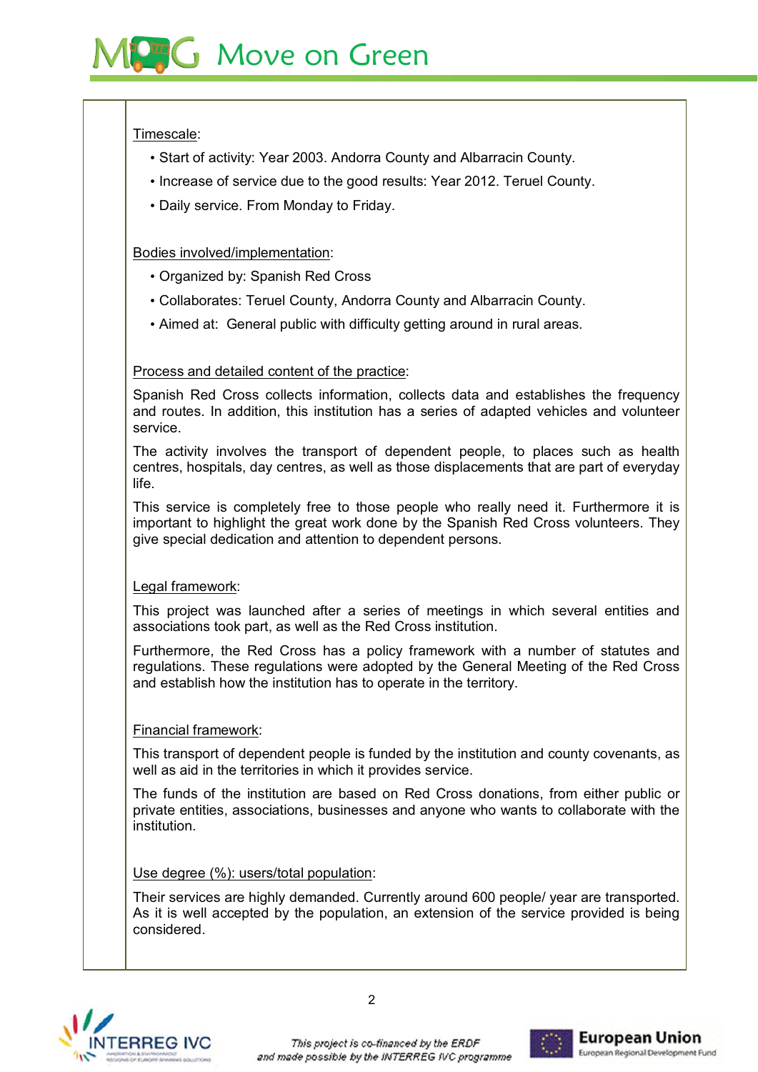Timescale:

- Start of activity: Year 2003. Andorra County and Albarracin County.
- Increase of service due to the good results: Year 2012. Teruel County.
- Daily service. From Monday to Friday.

Bodies involved/implementation:

- Organized by: Spanish Red Cross
- Collaborates: Teruel County, Andorra County and Albarracin County.
- Aimed at: General public with difficulty getting around in rural areas.

Process and detailed content of the practice:

Spanish Red Cross collects information, collects data and establishes the frequency and routes. In addition, this institution has a series of adapted vehicles and volunteer service.

The activity involves the transport of dependent people, to places such as health centres, hospitals, day centres, as well as those displacements that are part of everyday life.

This service is completely free to those people who really need it. Furthermore it is important to highlight the great work done by the Spanish Red Cross volunteers. They give special dedication and attention to dependent persons.

Legal framework:

This project was launched after a series of meetings in which several entities and associations took part, as well as the Red Cross institution.

Furthermore, the Red Cross has a policy framework with a number of statutes and regulations. These regulations were adopted by the General Meeting of the Red Cross and establish how the institution has to operate in the territory.

Financial framework:

This transport of dependent people is funded by the institution and county covenants, as well as aid in the territories in which it provides service.

The funds of the institution are based on Red Cross donations, from either public or private entities, associations, businesses and anyone who wants to collaborate with the institution.

Use degree (%): users/total population:

Their services are highly demanded. Currently around 600 people/ year are transported. As it is well accepted by the population, an extension of the service provided is being considered.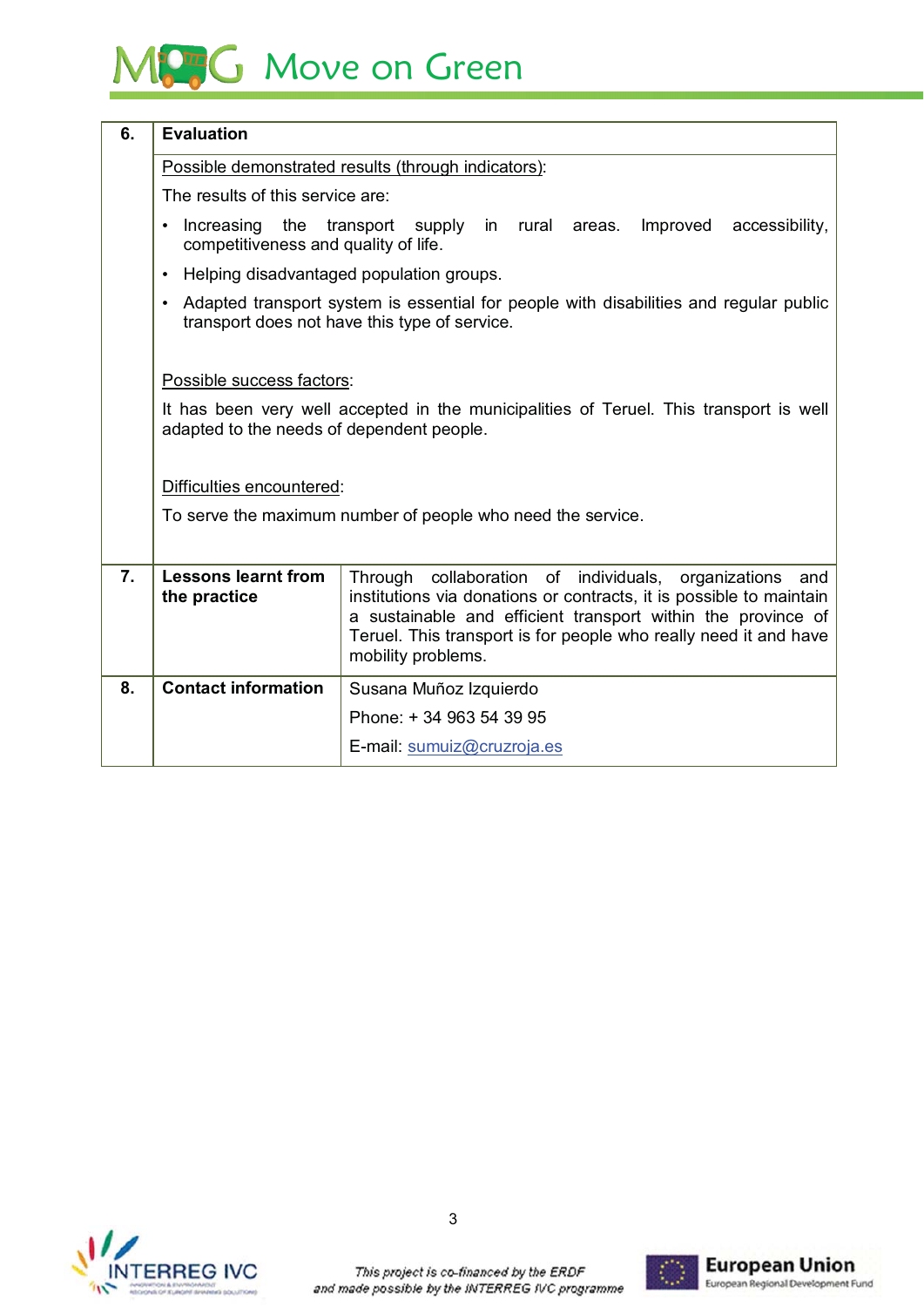| | | |
|---|---|---|
| **6.** | **Evaluation** | |
| | Possible demonstrated results (through indicators):<br><br>The results of this service are:<br><br>• Increasing the transport supply in rural areas. Improved accessibility, competitiveness and quality of life.<br>• Helping disadvantaged population groups.<br>• Adapted transport system is essential for people with disabilities and regular public transport does not have this type of service.<br><br>Possible success factors:<br><br>It has been very well accepted in the municipalities of Teruel. This transport is well adapted to the needs of dependent people.<br><br>Difficulties encountered:<br><br>To serve the maximum number of people who need the service. | |
| **7.** | **Lessons learnt from the practice** | Through collaboration of individuals, organizations and institutions via donations or contracts, it is possible to maintain a sustainable and efficient transport within the province of Teruel. This transport is for people who really need it and have mobility problems. |
| **8.** | **Contact information** | Susana Muñoz Izquierdo<br><br>Phone: + 34 963 54 39 95<br><br>E-mail: sumuiz@cruzroja.es |